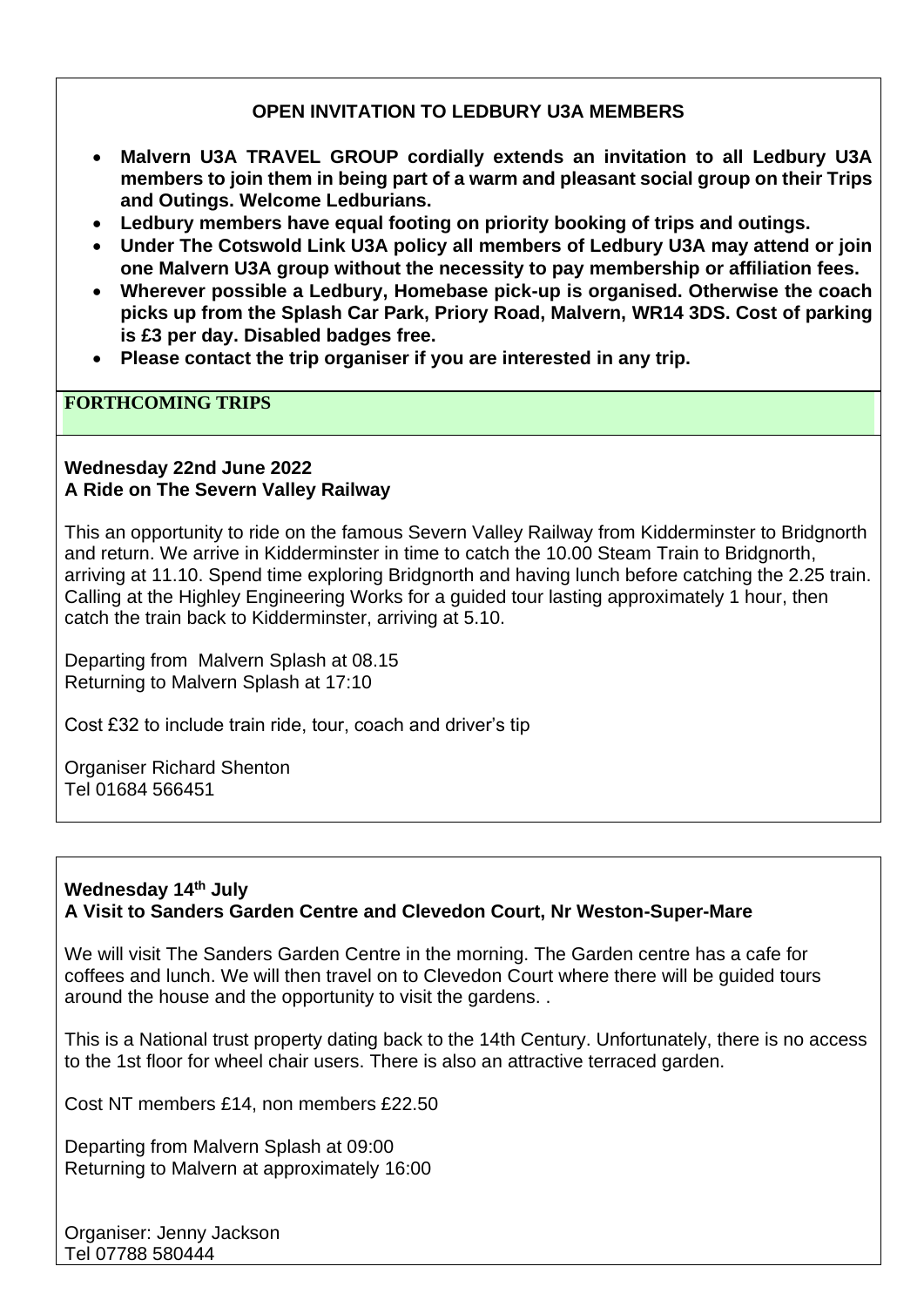## OPEN INVITATION TO LEDBURY U3A MEMBERS

- **Malvern U3A TRAVEL GROUP cordially extends an invitation to all Ledbury U3A members to join them in being part of a warm and pleasant social group on their Trips and Outings. Welcome Ledburians.**
- **Ledbury members have equal footing on priority booking of trips and outings.**
- **Under The Cotswold Link U3A policy all members of Ledbury U3A may attend or join one Malvern U3A group without the necessity to pay membership or affiliation fees.**
- **Wherever possible a Ledbury, Homebase pick-up is organised. Otherwise the coach picks up from the Splash Car Park, Priory Road, Malvern, WR14 3DS. Cost of parking is £3 per day. Disabled badges free.**
- **Please contact the trip organiser if you are interested in any trip.**

## FORTHCOMING TRIPS

### Wednesday 22nd June 2022
### A Ride on The Severn Valley Railway

This an opportunity to ride on the famous Severn Valley Railway from Kidderminster to Bridgnorth and return. We arrive in Kidderminster in time to catch the 10.00 Steam Train to Bridgnorth, arriving at 11.10. Spend time exploring Bridgnorth and having lunch before catching the 2.25 train. Calling at the Highley Engineering Works for a guided tour lasting approximately 1 hour, then catch the train back to Kidderminster, arriving at 5.10.

Departing from Malvern Splash at 08.15
Returning to Malvern Splash at 17:10

Cost £32 to include train ride, tour, coach and driver's tip

Organiser Richard Shenton
Tel 01684 566451

### Wednesday 14th July
### A Visit to Sanders Garden Centre and Clevedon Court, Nr Weston-Super-Mare

We will visit The Sanders Garden Centre in the morning. The Garden centre has a cafe for coffees and lunch. We will then travel on to Clevedon Court where there will be guided tours around the house and the opportunity to visit the gardens. .

This is a National trust property dating back to the 14th Century. Unfortunately, there is no access to the 1st floor for wheel chair users. There is also an attractive terraced garden.

Cost NT members £14, non members £22.50

Departing from Malvern Splash at 09:00
Returning to Malvern at approximately 16:00

Organiser: Jenny Jackson
Tel 07788 580444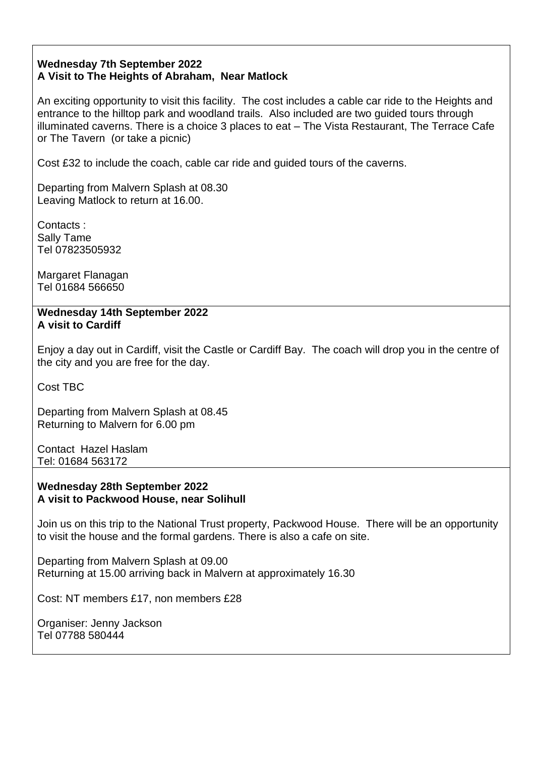**Wednesday 7th September 2022**
**A Visit to The Heights of Abraham, Near Matlock**

An exciting opportunity to visit this facility. The cost includes a cable car ride to the Heights and entrance to the hilltop park and woodland trails. Also included are two guided tours through illuminated caverns. There is a choice 3 places to eat – The Vista Restaurant, The Terrace Cafe or The Tavern (or take a picnic)

Cost £32 to include the coach, cable car ride and guided tours of the caverns.

Departing from Malvern Splash at 08.30
Leaving Matlock to return at 16.00.

Contacts :
Sally Tame
Tel 07823505932

Margaret Flanagan
Tel 01684 566650

**Wednesday 14th September 2022**
**A visit to Cardiff**

Enjoy a day out in Cardiff, visit the Castle or Cardiff Bay. The coach will drop you in the centre of the city and you are free for the day.

Cost TBC

Departing from Malvern Splash at 08.45
Returning to Malvern for 6.00 pm

Contact Hazel Haslam
Tel: 01684 563172

**Wednesday 28th September 2022**
**A visit to Packwood House, near Solihull**

Join us on this trip to the National Trust property, Packwood House. There will be an opportunity to visit the house and the formal gardens. There is also a cafe on site.

Departing from Malvern Splash at 09.00
Returning at 15.00 arriving back in Malvern at approximately 16.30

Cost: NT members £17, non members £28

Organiser: Jenny Jackson
Tel 07788 580444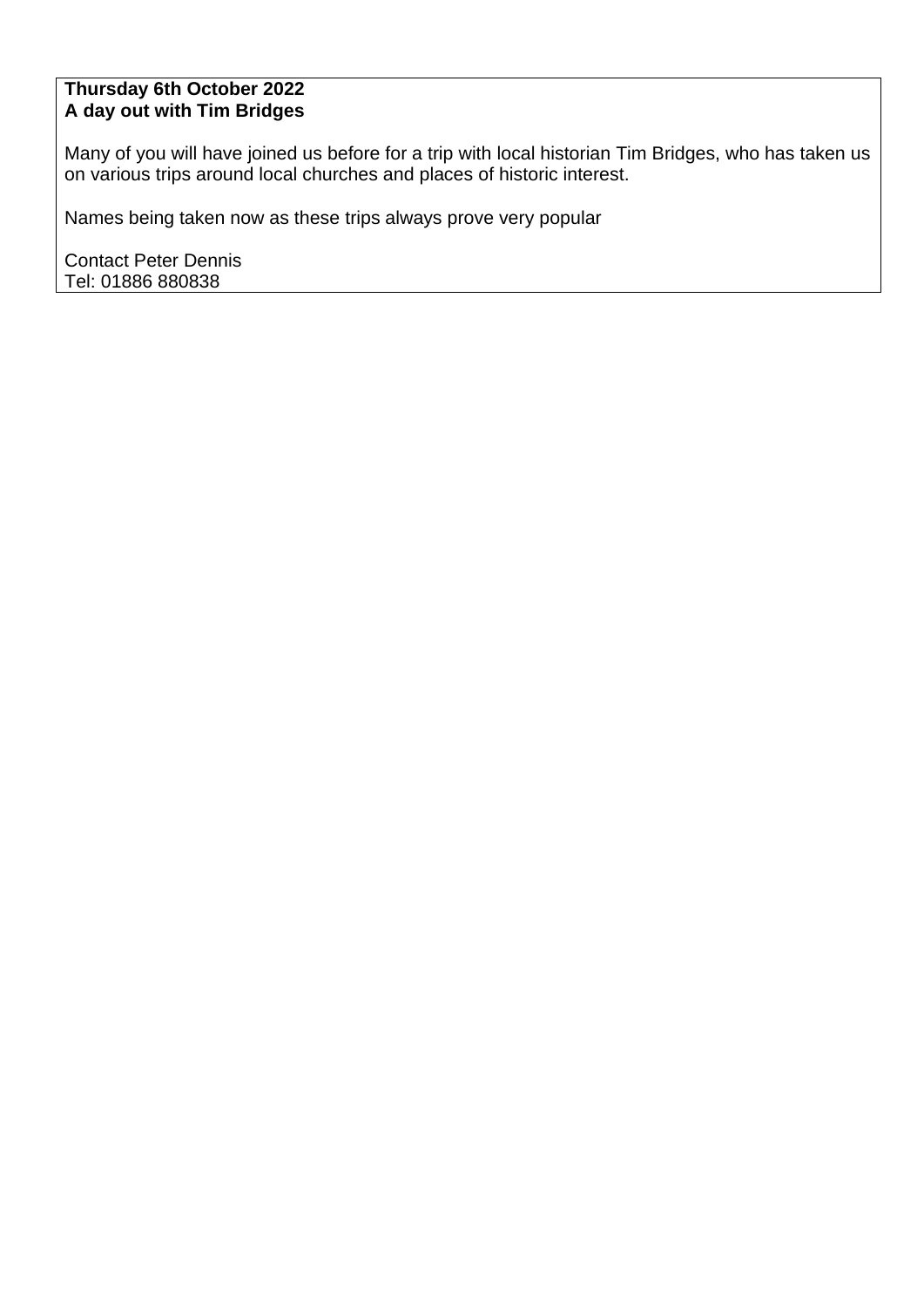**Thursday 6th October 2022**
**A day out with Tim Bridges**

Many of you will have joined us before for a trip with local historian Tim Bridges, who has taken us on various trips around local churches and places of historic interest.

Names being taken now as these trips always prove very popular

Contact Peter Dennis
Tel: 01886 880838